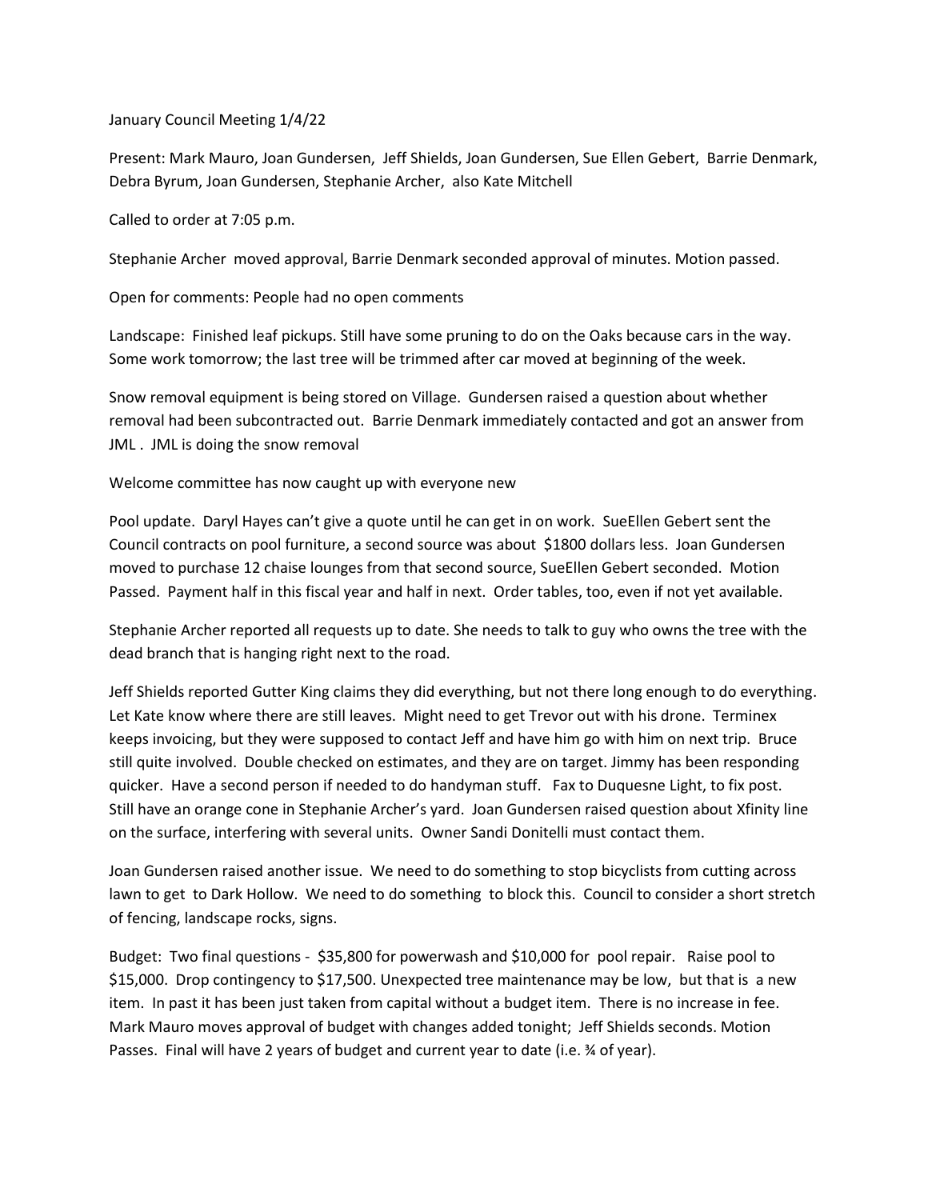January Council Meeting 1/4/22

Present: Mark Mauro, Joan Gundersen, Jeff Shields, Joan Gundersen, Sue Ellen Gebert, Barrie Denmark, Debra Byrum, Joan Gundersen, Stephanie Archer, also Kate Mitchell

Called to order at 7:05 p.m.

Stephanie Archer moved approval, Barrie Denmark seconded approval of minutes. Motion passed.

Open for comments: People had no open comments

Landscape: Finished leaf pickups. Still have some pruning to do on the Oaks because cars in the way. Some work tomorrow; the last tree will be trimmed after car moved at beginning of the week.

Snow removal equipment is being stored on Village. Gundersen raised a question about whether removal had been subcontracted out. Barrie Denmark immediately contacted and got an answer from JML . JML is doing the snow removal

Welcome committee has now caught up with everyone new

Pool update. Daryl Hayes can't give a quote until he can get in on work. SueEllen Gebert sent the Council contracts on pool furniture, a second source was about $1800 dollars less. Joan Gundersen moved to purchase 12 chaise lounges from that second source, SueEllen Gebert seconded. Motion Passed. Payment half in this fiscal year and half in next. Order tables, too, even if not yet available.

Stephanie Archer reported all requests up to date. She needs to talk to guy who owns the tree with the dead branch that is hanging right next to the road.

Jeff Shields reported Gutter King claims they did everything, but not there long enough to do everything. Let Kate know where there are still leaves. Might need to get Trevor out with his drone. Terminex keeps invoicing, but they were supposed to contact Jeff and have him go with him on next trip. Bruce still quite involved. Double checked on estimates, and they are on target. Jimmy has been responding quicker. Have a second person if needed to do handyman stuff. Fax to Duquesne Light, to fix post. Still have an orange cone in Stephanie Archer's yard. Joan Gundersen raised question about Xfinity line on the surface, interfering with several units. Owner Sandi Donitelli must contact them.

Joan Gundersen raised another issue. We need to do something to stop bicyclists from cutting across lawn to get to Dark Hollow. We need to do something to block this. Council to consider a short stretch of fencing, landscape rocks, signs.

Budget: Two final questions - $35,800 for powerwash and $10,000 for pool repair. Raise pool to $15,000. Drop contingency to $17,500. Unexpected tree maintenance may be low, but that is a new item. In past it has been just taken from capital without a budget item. There is no increase in fee. Mark Mauro moves approval of budget with changes added tonight; Jeff Shields seconds. Motion Passes. Final will have 2 years of budget and current year to date (i.e. ¾ of year).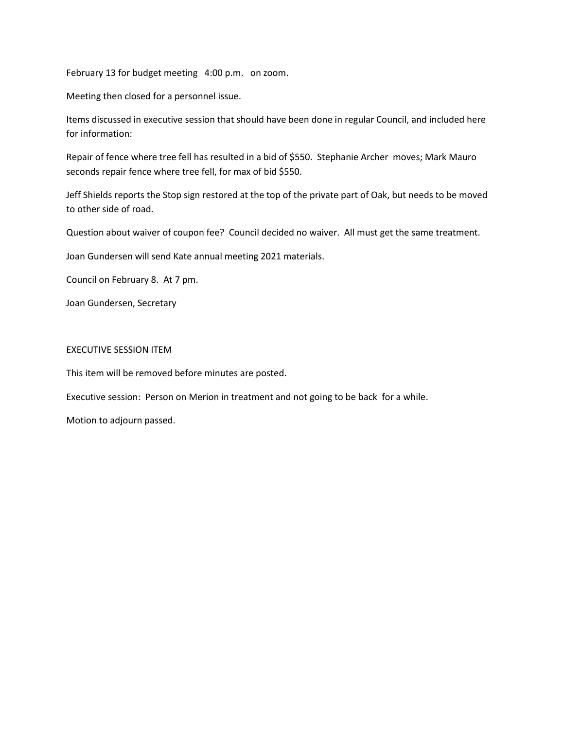February 13 for budget meeting 4:00 p.m. on zoom.

Meeting then closed for a personnel issue.

Items discussed in executive session that should have been done in regular Council, and included here for information:

Repair of fence where tree fell has resulted in a bid of $550. Stephanie Archer moves; Mark Mauro seconds repair fence where tree fell, for max of bid $550.

Jeff Shields reports the Stop sign restored at the top of the private part of Oak, but needs to be moved to other side of road.

Question about waiver of coupon fee? Council decided no waiver. All must get the same treatment.

Joan Gundersen will send Kate annual meeting 2021 materials.

Council on February 8. At 7 pm.

Joan Gundersen, Secretary

EXECUTIVE SESSION ITEM

This item will be removed before minutes are posted.

Executive session: Person on Merion in treatment and not going to be back for a while.

Motion to adjourn passed.